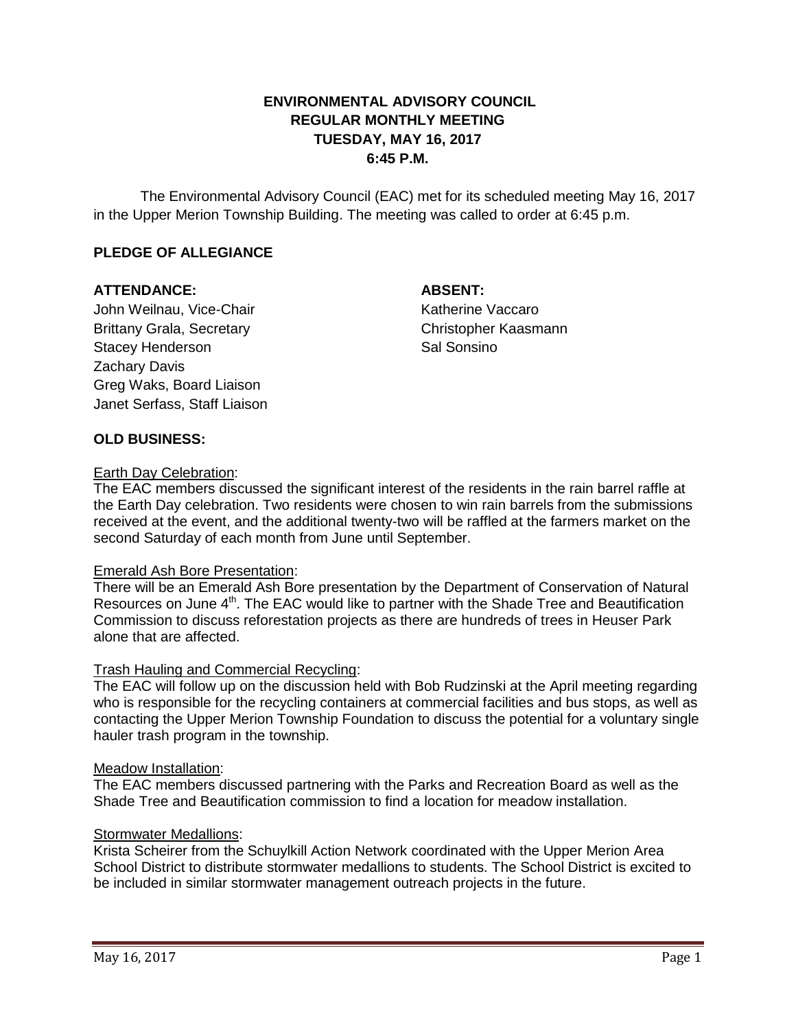# ENVIRONMENTAL ADVISORY COUNCIL
# REGULAR MONTHLY MEETING
# TUESDAY, MAY 16, 2017
# 6:45 P.M.

The Environmental Advisory Council (EAC) met for its scheduled meeting May 16, 2017 in the Upper Merion Township Building. The meeting was called to order at 6:45 p.m.

## PLEDGE OF ALLEGIANCE

**ATTENDANCE:**

John Weilnau, Vice-Chair
Brittany Grala, Secretary
Stacey Henderson
Zachary Davis
Greg Waks, Board Liaison
Janet Serfass, Staff Liaison

**ABSENT:**

Katherine Vaccaro
Christopher Kaasmann
Sal Sonsino

## OLD BUSINESS:

Earth Day Celebration:

The EAC members discussed the significant interest of the residents in the rain barrel raffle at the Earth Day celebration. Two residents were chosen to win rain barrels from the submissions received at the event, and the additional twenty-two will be raffled at the farmers market on the second Saturday of each month from June until September.

Emerald Ash Bore Presentation:

There will be an Emerald Ash Bore presentation by the Department of Conservation of Natural Resources on June 4th. The EAC would like to partner with the Shade Tree and Beautification Commission to discuss reforestation projects as there are hundreds of trees in Heuser Park alone that are affected.

Trash Hauling and Commercial Recycling:

The EAC will follow up on the discussion held with Bob Rudzinski at the April meeting regarding who is responsible for the recycling containers at commercial facilities and bus stops, as well as contacting the Upper Merion Township Foundation to discuss the potential for a voluntary single hauler trash program in the township.

Meadow Installation:

The EAC members discussed partnering with the Parks and Recreation Board as well as the Shade Tree and Beautification commission to find a location for meadow installation.

Stormwater Medallions:

Krista Scheirer from the Schuylkill Action Network coordinated with the Upper Merion Area School District to distribute stormwater medallions to students. The School District is excited to be included in similar stormwater management outreach projects in the future.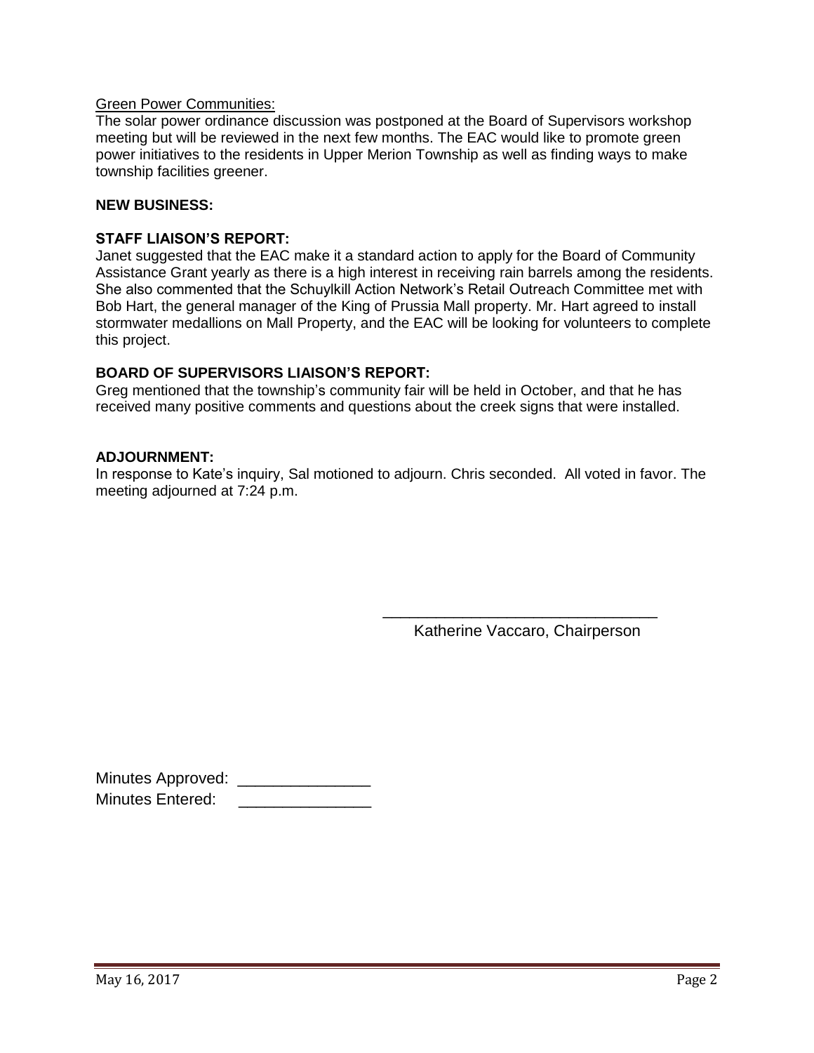Green Power Communities:

The solar power ordinance discussion was postponed at the Board of Supervisors workshop meeting but will be reviewed in the next few months. The EAC would like to promote green power initiatives to the residents in Upper Merion Township as well as finding ways to make township facilities greener.

**NEW BUSINESS:**

**STAFF LIAISON'S REPORT:**

Janet suggested that the EAC make it a standard action to apply for the Board of Community Assistance Grant yearly as there is a high interest in receiving rain barrels among the residents. She also commented that the Schuylkill Action Network's Retail Outreach Committee met with Bob Hart, the general manager of the King of Prussia Mall property. Mr. Hart agreed to install stormwater medallions on Mall Property, and the EAC will be looking for volunteers to complete this project.

**BOARD OF SUPERVISORS LIAISON'S REPORT:**

Greg mentioned that the township's community fair will be held in October, and that he has received many positive comments and questions about the creek signs that were installed.

**ADJOURNMENT:**

In response to Kate's inquiry, Sal motioned to adjourn. Chris seconded. All voted in favor. The meeting adjourned at 7:24 p.m.

_______________________________
Katherine Vaccaro, Chairperson

Minutes Approved: _______________
Minutes Entered: _______________